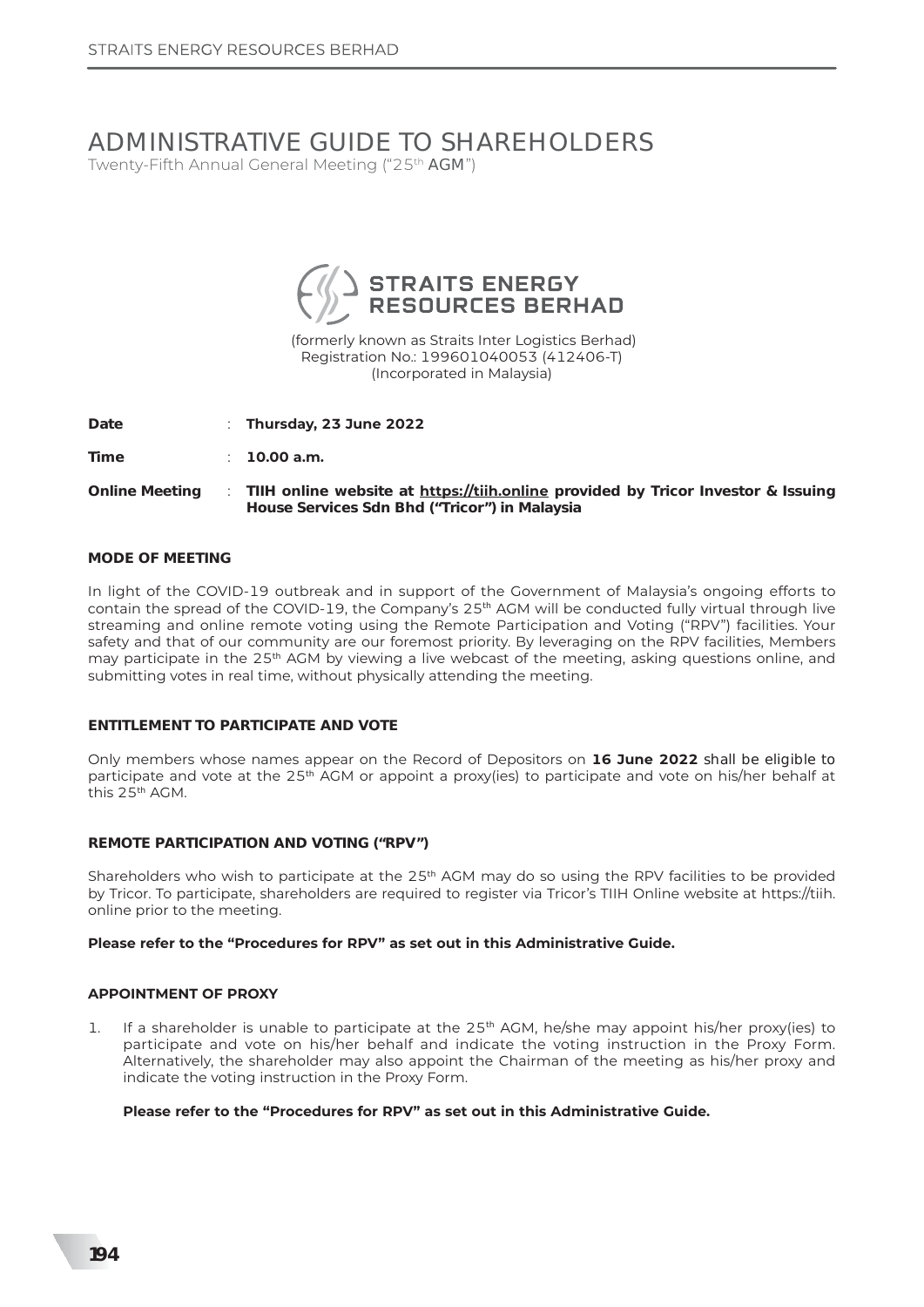# ADMINISTRATIVE GUIDE TO SHAREHOLDERS

Twenty-Fifth Annual General Meeting ("25th AGM")

**STRAITS ENERGY RESOURCES BERHAD**

(formerly known as Straits Inter Logistics Berhad)
Registration No.: 199601040053 (412406-T)
(Incorporated in Malaysia)

| | | |
|---|---|---|
| **Date** | : | **Thursday, 23 June 2022** |
| **Time** | : | **10.00 a.m.** |
| **Online Meeting** | : | **TIIH online website at https://tiih.online provided by Tricor Investor & Issuing House Services Sdn Bhd ("Tricor") in Malaysia** |

### MODE OF MEETING

In light of the COVID-19 outbreak and in support of the Government of Malaysia's ongoing efforts to contain the spread of the COVID-19, the Company's 25th AGM will be conducted fully virtual through live streaming and online remote voting using the Remote Participation and Voting ("RPV") facilities. Your safety and that of our community are our foremost priority. By leveraging on the RPV facilities, Members may participate in the 25th AGM by viewing a live webcast of the meeting, asking questions online, and submitting votes in real time, without physically attending the meeting.

### ENTITLEMENT TO PARTICIPATE AND VOTE

Only members whose names appear on the Record of Depositors on **16 June 2022** shall be eligible to participate and vote at the 25th AGM or appoint a proxy(ies) to participate and vote on his/her behalf at this 25th AGM.

### REMOTE PARTICIPATION AND VOTING ("RPV")

Shareholders who wish to participate at the 25th AGM may do so using the RPV facilities to be provided by Tricor. To participate, shareholders are required to register via Tricor's TIIH Online website at https://tiih.online prior to the meeting.

**Please refer to the "Procedures for RPV" as set out in this Administrative Guide.**

### APPOINTMENT OF PROXY

1. If a shareholder is unable to participate at the 25th AGM, he/she may appoint his/her proxy(ies) to participate and vote on his/her behalf and indicate the voting instruction in the Proxy Form. Alternatively, the shareholder may also appoint the Chairman of the meeting as his/her proxy and indicate the voting instruction in the Proxy Form.

   **Please refer to the "Procedures for RPV" as set out in this Administrative Guide.**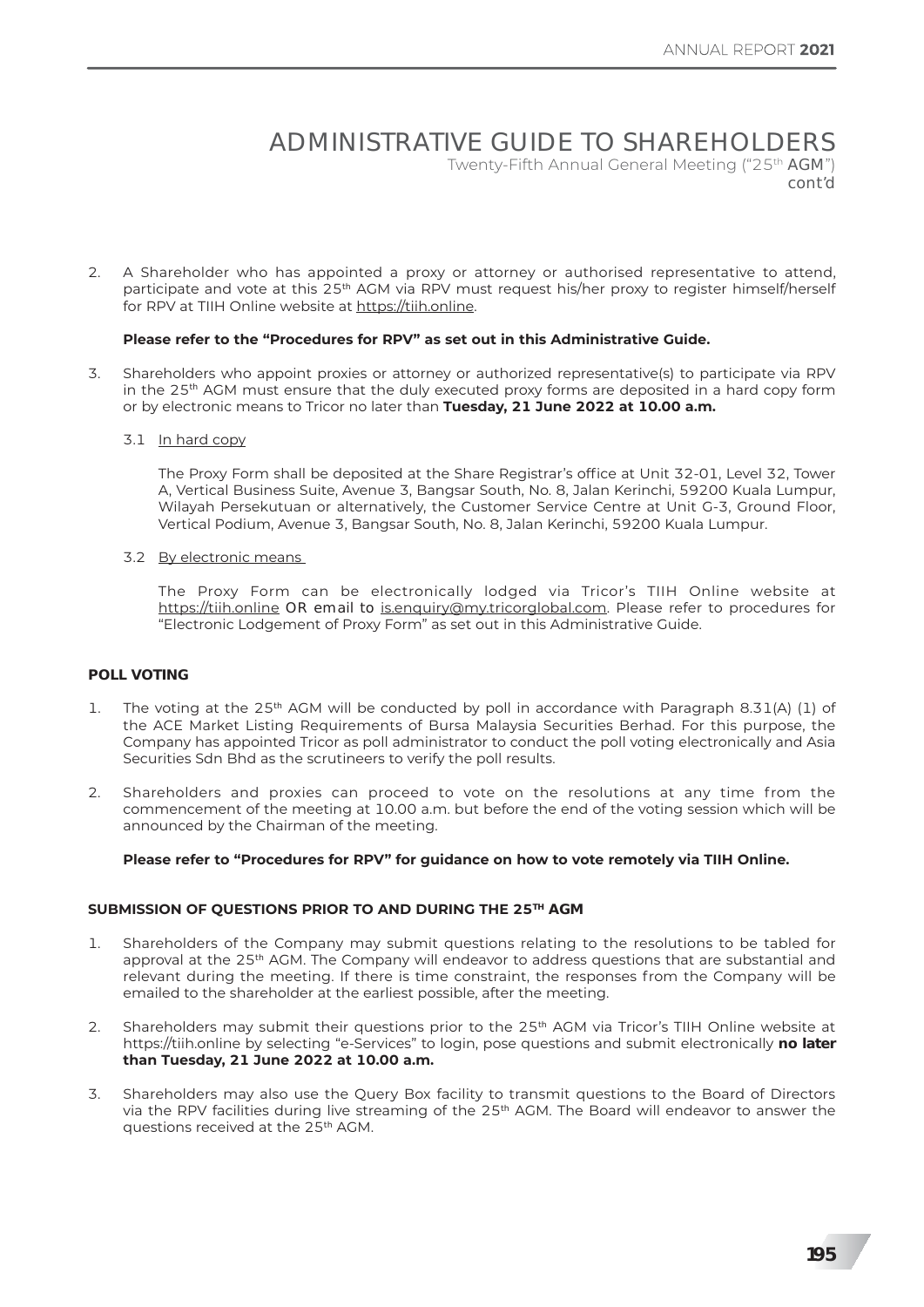# ADMINISTRATIVE GUIDE TO SHAREHOLDERS

Twenty-Fifth Annual General Meeting ("25th AGM")
cont'd

2. A Shareholder who has appointed a proxy or attorney or authorised representative to attend, participate and vote at this 25th AGM via RPV must request his/her proxy to register himself/herself for RPV at TIIH Online website at https://tiih.online.

   **Please refer to the "Procedures for RPV" as set out in this Administrative Guide.**

3. Shareholders who appoint proxies or attorney or authorized representative(s) to participate via RPV in the 25th AGM must ensure that the duly executed proxy forms are deposited in a hard copy form or by electronic means to Tricor no later than **Tuesday, 21 June 2022 at 10.00 a.m.**

   3.1 In hard copy

   The Proxy Form shall be deposited at the Share Registrar's office at Unit 32-01, Level 32, Tower A, Vertical Business Suite, Avenue 3, Bangsar South, No. 8, Jalan Kerinchi, 59200 Kuala Lumpur, Wilayah Persekutuan or alternatively, the Customer Service Centre at Unit G-3, Ground Floor, Vertical Podium, Avenue 3, Bangsar South, No. 8, Jalan Kerinchi, 59200 Kuala Lumpur.

   3.2 By electronic means

   The Proxy Form can be electronically lodged via Tricor's TIIH Online website at https://tiih.online OR email to is.enquiry@my.tricorglobal.com. Please refer to procedures for "Electronic Lodgement of Proxy Form" as set out in this Administrative Guide.

## POLL VOTING

1. The voting at the 25th AGM will be conducted by poll in accordance with Paragraph 8.31(A) (1) of the ACE Market Listing Requirements of Bursa Malaysia Securities Berhad. For this purpose, the Company has appointed Tricor as poll administrator to conduct the poll voting electronically and Asia Securities Sdn Bhd as the scrutineers to verify the poll results.

2. Shareholders and proxies can proceed to vote on the resolutions at any time from the commencement of the meeting at 10.00 a.m. but before the end of the voting session which will be announced by the Chairman of the meeting.

   **Please refer to "Procedures for RPV" for guidance on how to vote remotely via TIIH Online.**

## SUBMISSION OF QUESTIONS PRIOR TO AND DURING THE 25TH AGM

1. Shareholders of the Company may submit questions relating to the resolutions to be tabled for approval at the 25th AGM. The Company will endeavor to address questions that are substantial and relevant during the meeting. If there is time constraint, the responses from the Company will be emailed to the shareholder at the earliest possible, after the meeting.

2. Shareholders may submit their questions prior to the 25th AGM via Tricor's TIIH Online website at https://tiih.online by selecting "e-Services" to login, pose questions and submit electronically **no later than Tuesday, 21 June 2022 at 10.00 a.m.**

3. Shareholders may also use the Query Box facility to transmit questions to the Board of Directors via the RPV facilities during live streaming of the 25th AGM. The Board will endeavor to answer the questions received at the 25th AGM.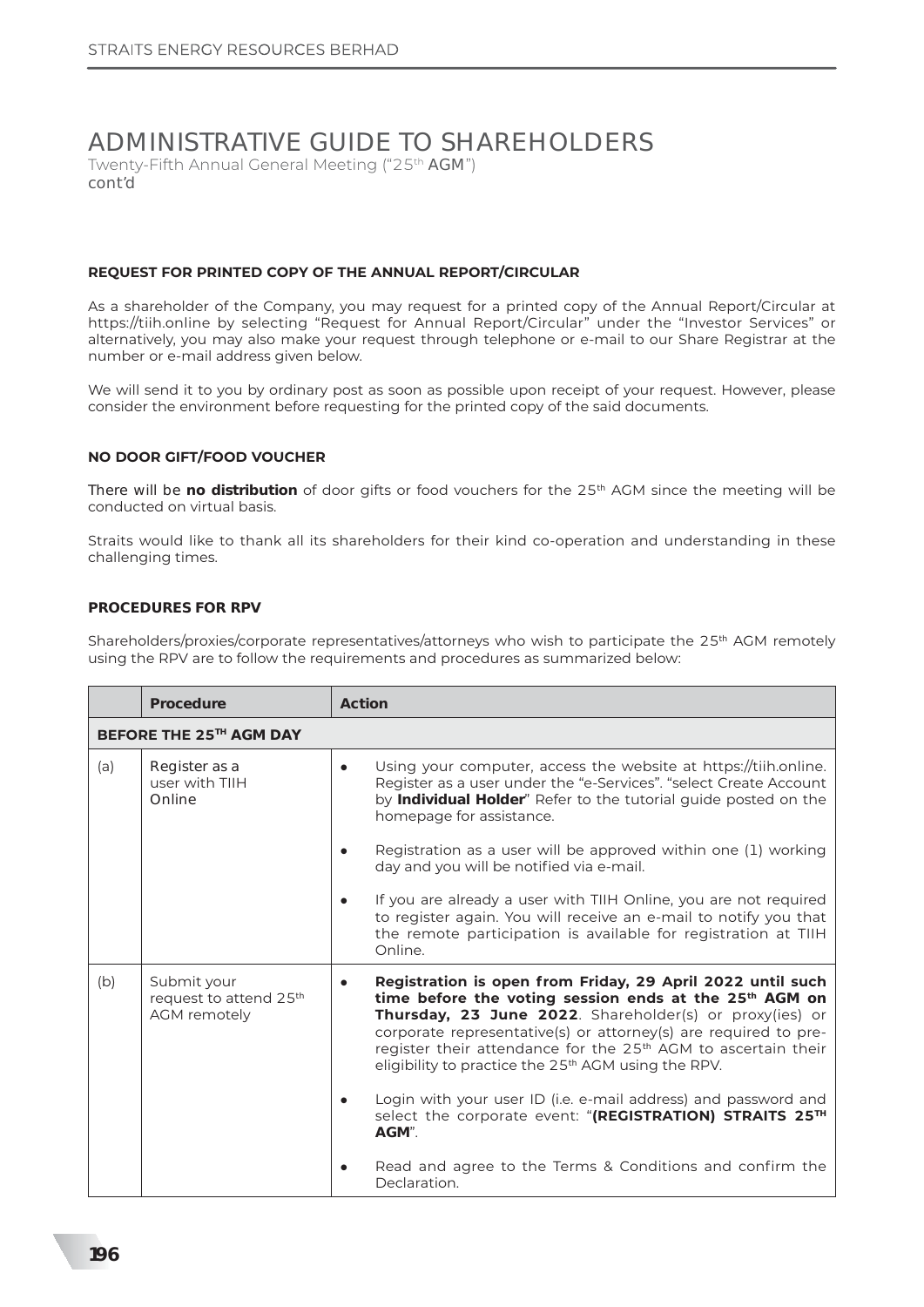# ADMINISTRATIVE GUIDE TO SHAREHOLDERS

Twenty-Fifth Annual General Meeting ("25th AGM")
cont'd

### REQUEST FOR PRINTED COPY OF THE ANNUAL REPORT/CIRCULAR

As a shareholder of the Company, you may request for a printed copy of the Annual Report/Circular at https://tiih.online by selecting "Request for Annual Report/Circular" under the "Investor Services" or alternatively, you may also make your request through telephone or e-mail to our Share Registrar at the number or e-mail address given below.

We will send it to you by ordinary post as soon as possible upon receipt of your request. However, please consider the environment before requesting for the printed copy of the said documents.

### NO DOOR GIFT/FOOD VOUCHER

There will be **no distribution** of door gifts or food vouchers for the 25th AGM since the meeting will be conducted on virtual basis.

Straits would like to thank all its shareholders for their kind co-operation and understanding in these challenging times.

### PROCEDURES FOR RPV

Shareholders/proxies/corporate representatives/attorneys who wish to participate the 25th AGM remotely using the RPV are to follow the requirements and procedures as summarized below:

| | Procedure | Action |
|---|---|---|
| **BEFORE THE 25TH AGM DAY** | | |
| (a) | Register as a user with TIIH Online | • Using your computer, access the website at https://tiih.online. Register as a user under the "e-Services". "select Create Account by **Individual Holder**" Refer to the tutorial guide posted on the homepage for assistance.<br><br>• Registration as a user will be approved within one (1) working day and you will be notified via e-mail.<br><br>• If you are already a user with TIIH Online, you are not required to register again. You will receive an e-mail to notify you that the remote participation is available for registration at TIIH Online. |
| (b) | Submit your request to attend 25th AGM remotely | • **Registration is open from Friday, 29 April 2022 until such time before the voting session ends at the 25th AGM on Thursday, 23 June 2022**. Shareholder(s) or proxy(ies) or corporate representative(s) or attorney(s) are required to pre-register their attendance for the 25th AGM to ascertain their eligibility to practice the 25th AGM using the RPV.<br><br>• Login with your user ID (i.e. e-mail address) and password and select the corporate event: "**(REGISTRATION) STRAITS 25TH AGM**".<br><br>• Read and agree to the Terms & Conditions and confirm the Declaration. |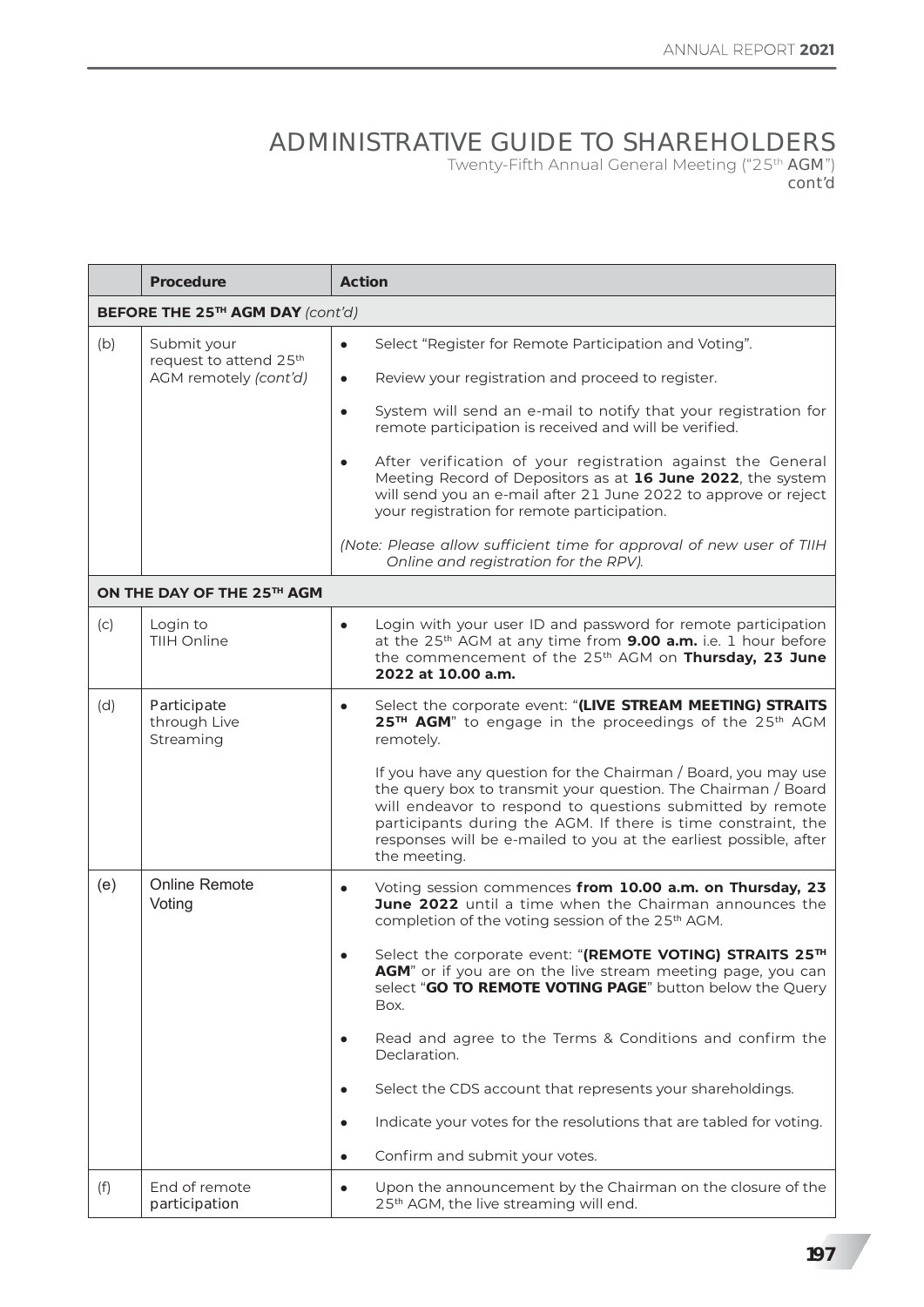# ADMINISTRATIVE GUIDE TO SHAREHOLDERS

Twenty-Fifth Annual General Meeting ("25th AGM")
cont'd

| | Procedure | Action |
|---|---|---|
| **BEFORE THE 25TH AGM DAY** *(cont'd)* | | |
| (b) | Submit your request to attend 25th AGM remotely *(cont'd)* | • Select "Register for Remote Participation and Voting".<br>• Review your registration and proceed to register.<br>• System will send an e-mail to notify that your registration for remote participation is received and will be verified.<br>• After verification of your registration against the General Meeting Record of Depositors as at **16 June 2022**, the system will send you an e-mail after 21 June 2022 to approve or reject your registration for remote participation.<br>*(Note: Please allow sufficient time for approval of new user of TIIH Online and registration for the RPV).* |
| **ON THE DAY OF THE 25TH AGM** | | |
| (c) | Login to TIIH Online | • Login with your user ID and password for remote participation at the 25th AGM at any time from **9.00 a.m.** i.e. 1 hour before the commencement of the 25th AGM on **Thursday, 23 June 2022 at 10.00 a.m.** |
| (d) | Participate through Live Streaming | • Select the corporate event: "**(LIVE STREAM MEETING) STRAITS 25TH AGM**" to engage in the proceedings of the 25th AGM remotely.<br>If you have any question for the Chairman / Board, you may use the query box to transmit your question. The Chairman / Board will endeavor to respond to questions submitted by remote participants during the AGM. If there is time constraint, the responses will be e-mailed to you at the earliest possible, after the meeting. |
| (e) | Online Remote Voting | • Voting session commences **from 10.00 a.m. on Thursday, 23 June 2022** until a time when the Chairman announces the completion of the voting session of the 25th AGM.<br>• Select the corporate event: "**(REMOTE VOTING) STRAITS 25TH AGM**" or if you are on the live stream meeting page, you can select "**GO TO REMOTE VOTING PAGE**" button below the Query Box.<br>• Read and agree to the Terms & Conditions and confirm the Declaration.<br>• Select the CDS account that represents your shareholdings.<br>• Indicate your votes for the resolutions that are tabled for voting.<br>• Confirm and submit your votes. |
| (f) | End of remote participation | • Upon the announcement by the Chairman on the closure of the 25th AGM, the live streaming will end. |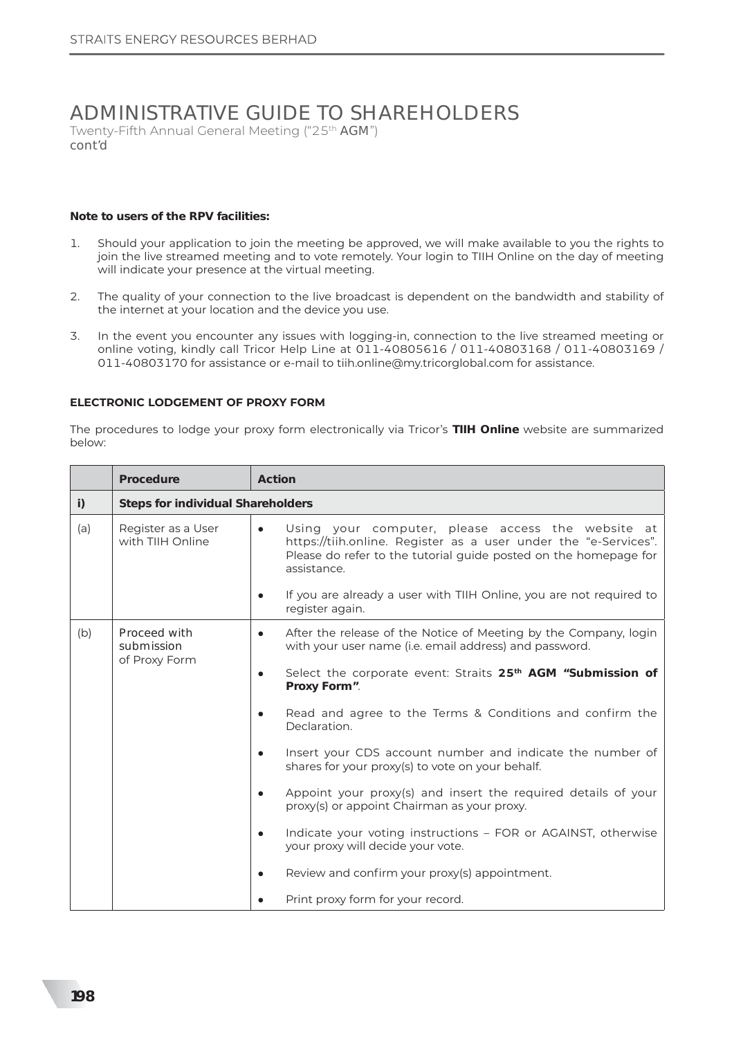# ADMINISTRATIVE GUIDE TO SHAREHOLDERS

Twenty-Fifth Annual General Meeting ("25th AGM")
cont'd

**Note to users of the RPV facilities:**

1. Should your application to join the meeting be approved, we will make available to you the rights to join the live streamed meeting and to vote remotely. Your login to TIIH Online on the day of meeting will indicate your presence at the virtual meeting.
2. The quality of your connection to the live broadcast is dependent on the bandwidth and stability of the internet at your location and the device you use.
3. In the event you encounter any issues with logging-in, connection to the live streamed meeting or online voting, kindly call Tricor Help Line at 011-40805616 / 011-40803168 / 011-40803169 / 011-40803170 for assistance or e-mail to tiih.online@my.tricorglobal.com for assistance.

**ELECTRONIC LODGEMENT OF PROXY FORM**

The procedures to lodge your proxy form electronically via Tricor's **TIIH Online** website are summarized below:

| | Procedure | Action |
|---|---|---|
| **i)** | **Steps for individual Shareholders** | |
| (a) | Register as a User with TIIH Online | • Using your computer, please access the website at https://tiih.online. Register as a user under the "e-Services". Please do refer to the tutorial guide posted on the homepage for assistance.<br>• If you are already a user with TIIH Online, you are not required to register again. |
| (b) | Proceed with submission of Proxy Form | • After the release of the Notice of Meeting by the Company, login with your user name (i.e. email address) and password.<br>• Select the corporate event: Straits **25th AGM "Submission of Proxy Form"**.<br>• Read and agree to the Terms & Conditions and confirm the Declaration.<br>• Insert your CDS account number and indicate the number of shares for your proxy(s) to vote on your behalf.<br>• Appoint your proxy(s) and insert the required details of your proxy(s) or appoint Chairman as your proxy.<br>• Indicate your voting instructions – FOR or AGAINST, otherwise your proxy will decide your vote.<br>• Review and confirm your proxy(s) appointment.<br>• Print proxy form for your record. |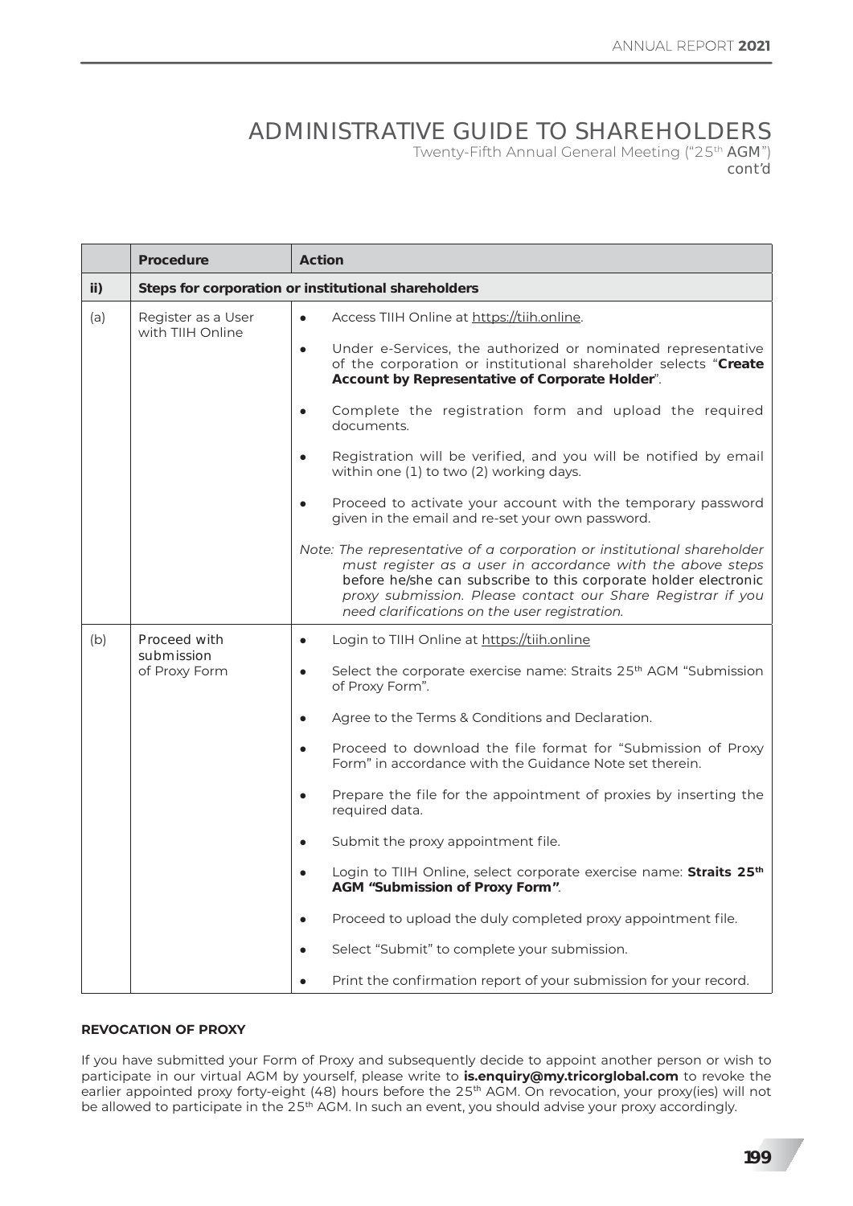# ADMINISTRATIVE GUIDE TO SHAREHOLDERS

Twenty-Fifth Annual General Meeting ("25th AGM")
cont'd

| | Procedure | Action |
|---|---|---|
| **ii)** | **Steps for corporation or institutional shareholders** | |
| (a) | Register as a User with TIIH Online | • Access TIIH Online at https://tiih.online.<br>• Under e-Services, the authorized or nominated representative of the corporation or institutional shareholder selects "**Create Account by Representative of Corporate Holder**".<br>• Complete the registration form and upload the required documents.<br>• Registration will be verified, and you will be notified by email within one (1) to two (2) working days.<br>• Proceed to activate your account with the temporary password given in the email and re-set your own password.<br>*Note: The representative of a corporation or institutional shareholder must register as a user in accordance with the above steps before he/she can subscribe to this corporate holder electronic proxy submission. Please contact our Share Registrar if you need clarifications on the user registration.* |
| (b) | Proceed with submission of Proxy Form | • Login to TIIH Online at https://tiih.online<br>• Select the corporate exercise name: Straits 25th AGM "Submission of Proxy Form".<br>• Agree to the Terms & Conditions and Declaration.<br>• Proceed to download the file format for "Submission of Proxy Form" in accordance with the Guidance Note set therein.<br>• Prepare the file for the appointment of proxies by inserting the required data.<br>• Submit the proxy appointment file.<br>• Login to TIIH Online, select corporate exercise name: **Straits 25th AGM *"Submission of Proxy Form"***.<br>• Proceed to upload the duly completed proxy appointment file.<br>• Select "Submit" to complete your submission.<br>• Print the confirmation report of your submission for your record. |

**REVOCATION OF PROXY**

If you have submitted your Form of Proxy and subsequently decide to appoint another person or wish to participate in our virtual AGM by yourself, please write to **is.enquiry@my.tricorglobal.com** to revoke the earlier appointed proxy forty-eight (48) hours before the 25th AGM. On revocation, your proxy(ies) will not be allowed to participate in the 25th AGM. In such an event, you should advise your proxy accordingly.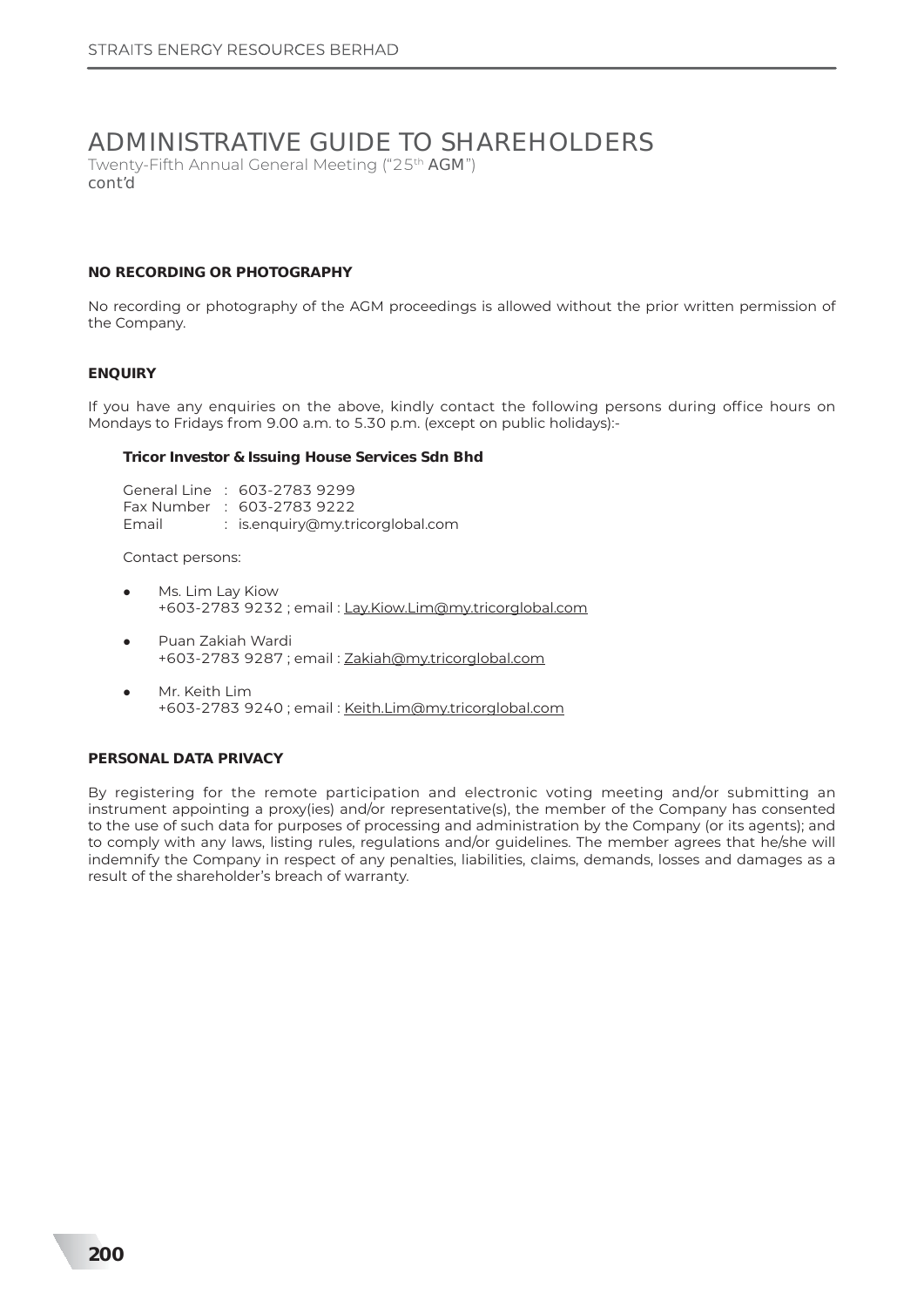# ADMINISTRATIVE GUIDE TO SHAREHOLDERS

Twenty-Fifth Annual General Meeting ("25th AGM")
cont'd

## NO RECORDING OR PHOTOGRAPHY

No recording or photography of the AGM proceedings is allowed without the prior written permission of the Company.

## ENQUIRY

If you have any enquiries on the above, kindly contact the following persons during office hours on Mondays to Fridays from 9.00 a.m. to 5.30 p.m. (except on public holidays):-

**Tricor Investor & Issuing House Services Sdn Bhd**

General Line : 603-2783 9299
Fax Number : 603-2783 9222
Email : is.enquiry@my.tricorglobal.com

Contact persons:

- Ms. Lim Lay Kiow
  +603-2783 9232 ; email : Lay.Kiow.Lim@my.tricorglobal.com
- Puan Zakiah Wardi
  +603-2783 9287 ; email : Zakiah@my.tricorglobal.com
- Mr. Keith Lim
  +603-2783 9240 ; email : Keith.Lim@my.tricorglobal.com

## PERSONAL DATA PRIVACY

By registering for the remote participation and electronic voting meeting and/or submitting an instrument appointing a proxy(ies) and/or representative(s), the member of the Company has consented to the use of such data for purposes of processing and administration by the Company (or its agents); and to comply with any laws, listing rules, regulations and/or guidelines. The member agrees that he/she will indemnify the Company in respect of any penalties, liabilities, claims, demands, losses and damages as a result of the shareholder's breach of warranty.